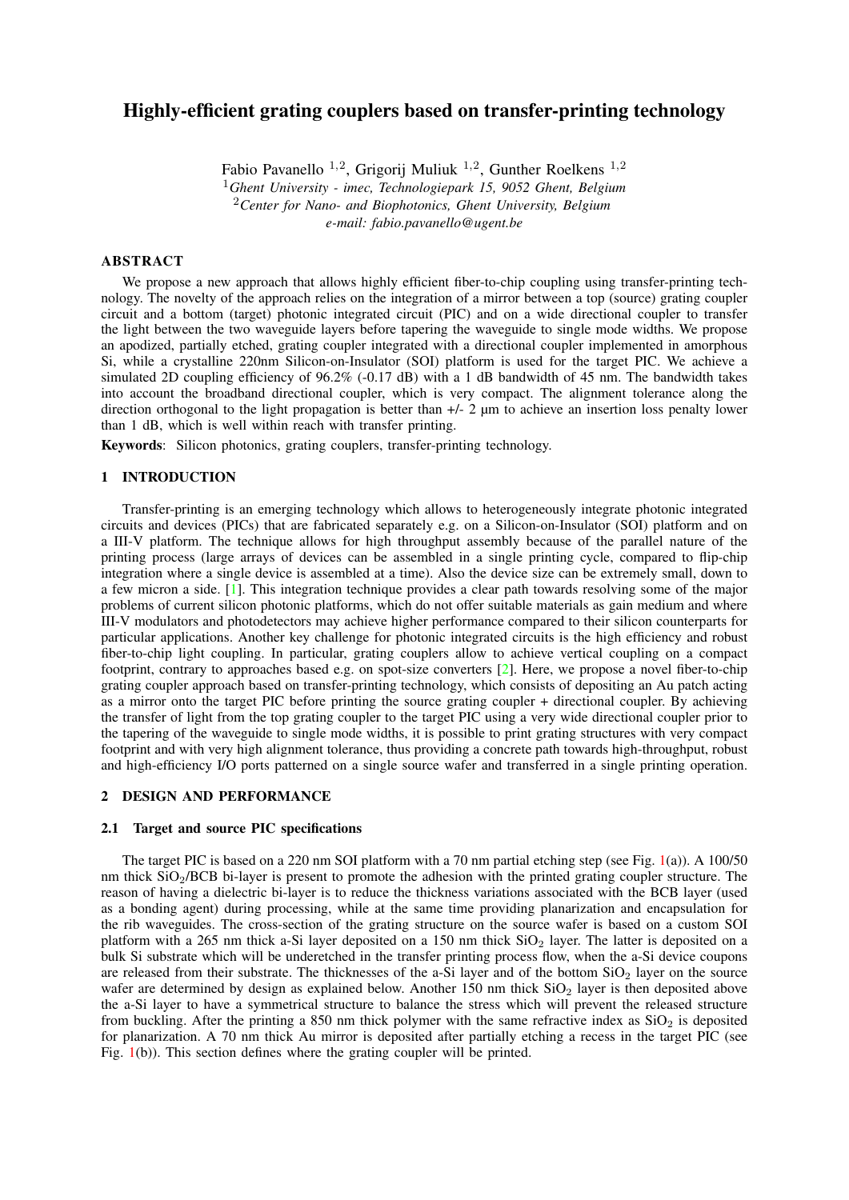# Highly-efficient grating couplers based on transfer-printing technology

Fabio Pavanello [1,2], Grigorij Muliuk [1,2], Gunther Roelkens [1,2]

[1] *Ghent University - imec, Technologiepark 15, 9052 Ghent, Belgium*

[2] *Center for Nano- and Biophotonics, Ghent University, Belgium*

*e-mail: fabio.pavanello@ugent.be*

## ABSTRACT

We propose a new approach that allows highly efficient fiber-to-chip coupling using transfer-printing technology. The novelty of the approach relies on the integration of a mirror between a top (source) grating coupler circuit and a bottom (target) photonic integrated circuit (PIC) and on a wide directional coupler to transfer the light between the two waveguide layers before tapering the waveguide to single mode widths. We propose an apodized, partially etched, grating coupler integrated with a directional coupler implemented in amorphous Si, while a crystalline 220nm Silicon-on-Insulator (SOI) platform is used for the target PIC. We achieve a simulated 2D coupling efficiency of 96.2% (-0.17 dB) with a 1 dB bandwidth of 45 nm. The bandwidth takes into account the broadband directional coupler, which is very compact. The alignment tolerance along the direction orthogonal to the light propagation is better than +/- 2 μm to achieve an insertion loss penalty lower than 1 dB, which is well within reach with transfer printing.

**Keywords**: Silicon photonics, grating couplers, transfer-printing technology.

## 1 INTRODUCTION

Transfer-printing is an emerging technology which allows to heterogeneously integrate photonic integrated circuits and devices (PICs) that are fabricated separately e.g. on a Silicon-on-Insulator (SOI) platform and on a III-V platform. The technique allows for high throughput assembly because of the parallel nature of the printing process (large arrays of devices can be assembled in a single printing cycle, compared to flip-chip integration where a single device is assembled at a time). Also the device size can be extremely small, down to a few micron a side. [1]. This integration technique provides a clear path towards resolving some of the major problems of current silicon photonic platforms, which do not offer suitable materials as gain medium and where III-V modulators and photodetectors may achieve higher performance compared to their silicon counterparts for particular applications. Another key challenge for photonic integrated circuits is the high efficiency and robust fiber-to-chip light coupling. In particular, grating couplers allow to achieve vertical coupling on a compact footprint, contrary to approaches based e.g. on spot-size converters [2]. Here, we propose a novel fiber-to-chip grating coupler approach based on transfer-printing technology, which consists of depositing an Au patch acting as a mirror onto the target PIC before printing the source grating coupler + directional coupler. By achieving the transfer of light from the top grating coupler to the target PIC using a very wide directional coupler prior to the tapering of the waveguide to single mode widths, it is possible to print grating structures with very compact footprint and with very high alignment tolerance, thus providing a concrete path towards high-throughput, robust and high-efficiency I/O ports patterned on a single source wafer and transferred in a single printing operation.

## 2 DESIGN AND PERFORMANCE

### 2.1 Target and source PIC specifications

The target PIC is based on a 220 nm SOI platform with a 70 nm partial etching step (see Fig. 1(a)). A 100/50 nm thick $SiO_2$/BCB bi-layer is present to promote the adhesion with the printed grating coupler structure. The reason of having a dielectric bi-layer is to reduce the thickness variations associated with the BCB layer (used as a bonding agent) during processing, while at the same time providing planarization and encapsulation for the rib waveguides. The cross-section of the grating structure on the source wafer is based on a custom SOI platform with a 265 nm thick a-Si layer deposited on a 150 nm thick $SiO_2$ layer. The latter is deposited on a bulk Si substrate which will be underetched in the transfer printing process flow, when the a-Si device coupons are released from their substrate. The thicknesses of the a-Si layer and of the bottom $SiO_2$ layer on the source wafer are determined by design as explained below. Another 150 nm thick $SiO_2$ layer is then deposited above the a-Si layer to have a symmetrical structure to balance the stress which will prevent the released structure from buckling. After the printing a 850 nm thick polymer with the same refractive index as $SiO_2$ is deposited for planarization. A 70 nm thick Au mirror is deposited after partially etching a recess in the target PIC (see Fig. 1(b)). This section defines where the grating coupler will be printed.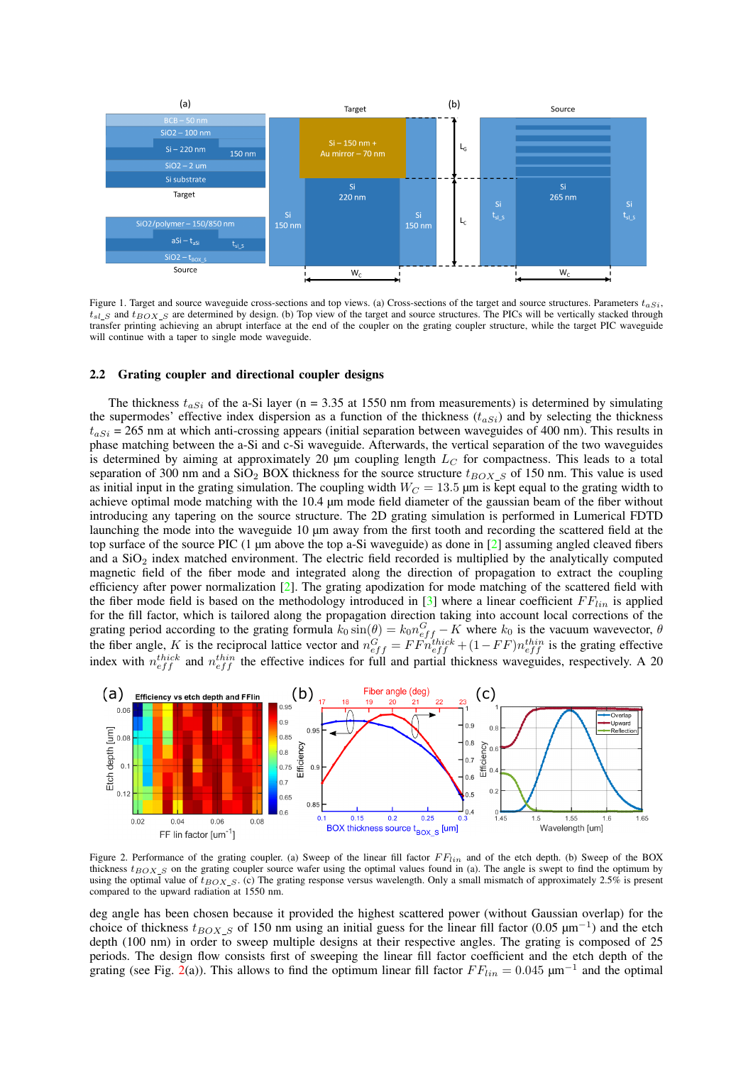Figure 1. Target and source waveguide cross-sections and top views. (a) Cross-sections of the target and source structures. Parameters $t_{aSi}$, $t_{si\_S}$ and $t_{BOX\_S}$ are determined by design. (b) Top view of the target and source structures. The PICs will be vertically stacked through transfer printing achieving an abrupt interface at the end of the coupler on the grating coupler structure, while the target PIC waveguide will continue with a taper to single mode waveguide.

### 2.2 Grating coupler and directional coupler designs

The thickness $t_{aSi}$ of the a-Si layer (n = 3.35 at 1550 nm from measurements) is determined by simulating the supermodes' effective index dispersion as a function of the thickness ($t_{aSi}$) and by selecting the thickness $t_{aSi}$ = 265 nm at which anti-crossing appears (initial separation between waveguides of 400 nm). This results in phase matching between the a-Si and c-Si waveguide. Afterwards, the vertical separation of the two waveguides is determined by aiming at approximately 20 µm coupling length $L_C$ for compactness. This leads to a total separation of 300 nm and a $SiO_2$ BOX thickness for the source structure $t_{BOX\_S}$ of 150 nm. This value is used as initial input in the grating simulation. The coupling width $W_C$ = 13.5 µm is kept equal to the grating width to achieve optimal mode matching with the 10.4 µm mode field diameter of the gaussian beam of the fiber without introducing any tapering on the source structure. The 2D grating simulation is performed in Lumerical FDTD launching the mode into the waveguide 10 µm away from the first tooth and recording the scattered field at the top surface of the source PIC (1 µm above the top a-Si waveguide) as done in [2] assuming angled cleaved fibers and a $SiO_2$ index matched environment. The electric field recorded is multiplied by the analytically computed magnetic field of the fiber mode and integrated along the direction of propagation to extract the coupling efficiency after power normalization [2]. The grating apodization for mode matching of the scattered field with the fiber mode field is based on the methodology introduced in [3] where a linear coefficient $FF_{lin}$ is applied for the fill factor, which is tailored along the propagation direction taking into account local corrections of the grating period according to the grating formula $k_0 \sin(\theta) = k_0 n^G_{eff} - K$ where $k_0$ is the vacuum wavevector, $\theta$ the fiber angle, $K$ is the reciprocal lattice vector and $n^G_{eff} = FF n^{thick}_{eff} + (1-FF) n^{thin}_{eff}$ is the grating effective index with $n^{thick}_{eff}$ and $n^{thin}_{eff}$ the effective indices for full and partial thickness waveguides, respectively. A 20

Figure 2. Performance of the grating coupler. (a) Sweep of the linear fill factor $FF_{lin}$ and of the etch depth. (b) Sweep of the BOX thickness $t_{BOX\_S}$ on the grating coupler source wafer using the optimal values found in (a). The angle is swept to find the optimum by using the optimal value of $t_{BOX\_S}$. (c) The grating response versus wavelength. Only a small mismatch of approximately 2.5% is present compared to the upward radiation at 1550 nm.

deg angle has been chosen because it provided the highest scattered power (without Gaussian overlap) for the choice of thickness $t_{BOX\_S}$ of 150 nm using an initial guess for the linear fill factor (0.05 µm$^{-1}$) and the etch depth (100 nm) in order to sweep multiple designs at their respective angles. The grating is composed of 25 periods. The design flow consists first of sweeping the linear fill factor coefficient and the etch depth of the grating (see Fig. 2(a)). This allows to find the optimum linear fill factor $FF_{lin} = 0.045$ µm$^{-1}$ and the optimal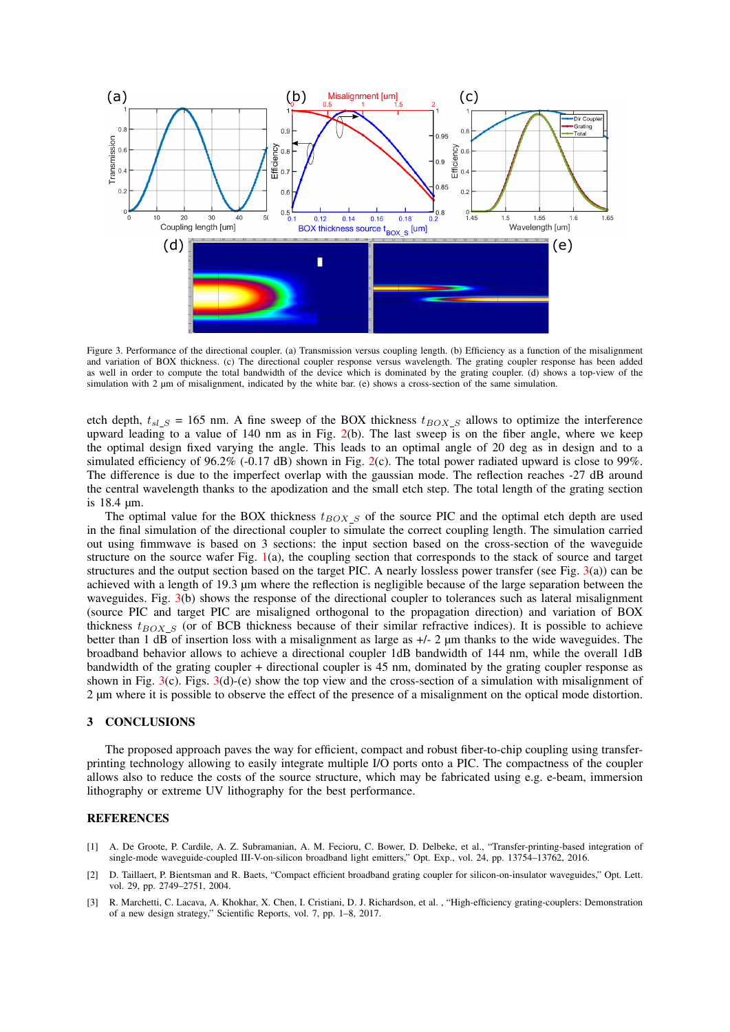(a)

1
0.8
0.6
0.4
0.2
0
Transmission
0 10 20 30 40 50
Coupling length [um]

(b)

Misalignment [um]
0 0.5 1 1.5 2
1
0.9
0.8
0.7
0.6
0.5
Efficiency
1
0.95
0.9
0.85
0.8
0.1 0.12 0.14 0.16 0.18 0.2
BOX thickness source $t_{BOX\_S}$ [um]

(c)

1
0.8
0.6
0.4
0.2
0
Efficiency
Dir Coupler
Grating
Total
1.45 1.5 1.55 1.6 1.65
Wavelength [um]

(d)

(e)

Figure 3. Performance of the directional coupler. (a) Transmission versus coupling length. (b) Efficiency as a function of the misalignment and variation of BOX thickness. (c) The directional coupler response versus wavelength. The grating coupler response has been added as well in order to compute the total bandwidth of the device which is dominated by the grating coupler. (d) shows a top-view of the simulation with 2 µm of misalignment, indicated by the white bar. (e) shows a cross-section of the same simulation.

etch depth, $t_{sl\_S}$ = 165 nm. A fine sweep of the BOX thickness $t_{BOX\_S}$ allows to optimize the interference upward leading to a value of 140 nm as in Fig. 2(b). The last sweep is on the fiber angle, where we keep the optimal design fixed varying the angle. This leads to an optimal angle of 20 deg as in design and to a simulated efficiency of 96.2% (-0.17 dB) shown in Fig. 2(c). The total power radiated upward is close to 99%. The difference is due to the imperfect overlap with the gaussian mode. The reflection reaches -27 dB around the central wavelength thanks to the apodization and the small etch step. The total length of the grating section is 18.4 µm.

The optimal value for the BOX thickness $t_{BOX\_S}$ of the source PIC and the optimal etch depth are used in the final simulation of the directional coupler to simulate the correct coupling length. The simulation carried out using fimmwave is based on 3 sections: the input section based on the cross-section of the waveguide structure on the source wafer Fig. 1(a), the coupling section that corresponds to the stack of source and target structures and the output section based on the target PIC. A nearly lossless power transfer (see Fig. 3(a)) can be achieved with a length of 19.3 µm where the reflection is negligible because of the large separation between the waveguides. Fig. 3(b) shows the response of the directional coupler to tolerances such as lateral misalignment (source PIC and target PIC are misaligned orthogonal to the propagation direction) and variation of BOX thickness $t_{BOX\_S}$ (or of BCB thickness because of their similar refractive indices). It is possible to achieve better than 1 dB of insertion loss with a misalignment as large as +/- 2 µm thanks to the wide waveguides. The broadband behavior allows to achieve a directional coupler 1dB bandwidth of 144 nm, while the overall 1dB bandwidth of the grating coupler + directional coupler is 45 nm, dominated by the grating coupler response as shown in Fig. 3(c). Figs. 3(d)-(e) show the top view and the cross-section of a simulation with misalignment of 2 µm where it is possible to observe the effect of the presence of a misalignment on the optical mode distortion.

## 3 CONCLUSIONS

The proposed approach paves the way for efficient, compact and robust fiber-to-chip coupling using transfer-printing technology allowing to easily integrate multiple I/O ports onto a PIC. The compactness of the coupler allows also to reduce the costs of the source structure, which may be fabricated using e.g. e-beam, immersion lithography or extreme UV lithography for the best performance.

## REFERENCES

[1] A. De Groote, P. Cardile, A. Z. Subramanian, A. M. Fecioru, C. Bower, D. Delbeke, et al., "Transfer-printing-based integration of single-mode waveguide-coupled III-V-on-silicon broadband light emitters," Opt. Exp., vol. 24, pp. 13754–13762, 2016.

[2] D. Taillaert, P. Bientsman and R. Baets, "Compact efficient broadband grating coupler for silicon-on-insulator waveguides," Opt. Lett. vol. 29, pp. 2749–2751, 2004.

[3] R. Marchetti, C. Lacava, A. Khokhar, X. Chen, I. Cristiani, D. J. Richardson, et al. , "High-efficiency grating-couplers: Demonstration of a new design strategy," Scientific Reports, vol. 7, pp. 1–8, 2017.